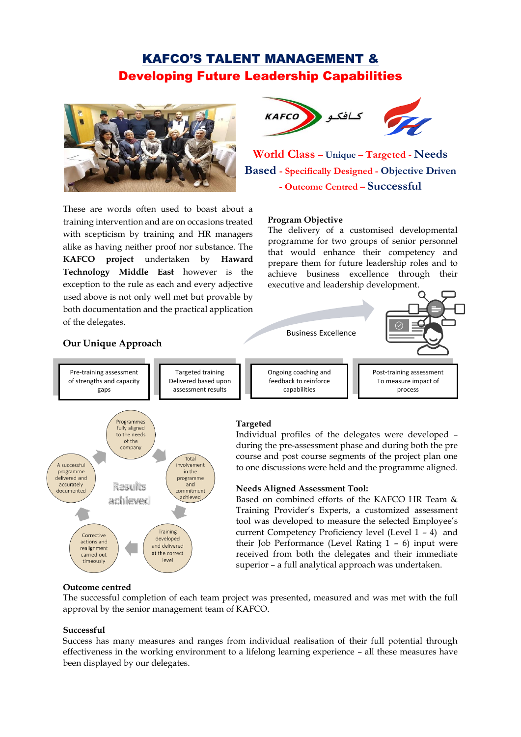# KAFCO'S TALENT MANAGEMENT &
# Developing Future Leadership Capabilities

World Class – Unique – Targeted - Needs Based - Specifically Designed - Objective Driven - Outcome Centred – Successful

These are words often used to boast about a training intervention and are on occasions treated with scepticism by training and HR managers alike as having neither proof nor substance. The **KAFCO project** undertaken by **Haward Technology Middle East** however is the exception to the rule as each and every adjective used above is not only well met but provable by both documentation and the practical application of the delegates.

### Program Objective

The delivery of a customised developmental programme for two groups of senior personnel that would enhance their competency and prepare them for future leadership roles and to achieve business excellence through their executive and leadership development.

Business Excellence

### Our Unique Approach

- Pre-training assessment of strengths and capacity gaps
- Targeted training Delivered based upon assessment results
- Ongoing coaching and feedback to reinforce capabilities
- Post-training assessment To measure impact of process

Results achieved:

- Programmes fully aligned to the needs of the company
- Total involvement in the programme and commitment achieved
- Training developed and delivered at the correct level
- Corrective actions and realignment carried out timeously
- A successful programme delivered and accurately documented

### Targeted

Individual profiles of the delegates were developed – during the pre-assessment phase and during both the pre course and post course segments of the project plan one to one discussions were held and the programme aligned.

### Needs Aligned Assessment Tool:

Based on combined efforts of the KAFCO HR Team & Training Provider's Experts, a customized assessment tool was developed to measure the selected Employee's current Competency Proficiency level (Level 1 – 4) and their Job Performance (Level Rating 1 – 6) input were received from both the delegates and their immediate superior – a full analytical approach was undertaken.

### Outcome centred

The successful completion of each team project was presented, measured and was met with the full approval by the senior management team of KAFCO.

### Successful

Success has many measures and ranges from individual realisation of their full potential through effectiveness in the working environment to a lifelong learning experience – all these measures have been displayed by our delegates.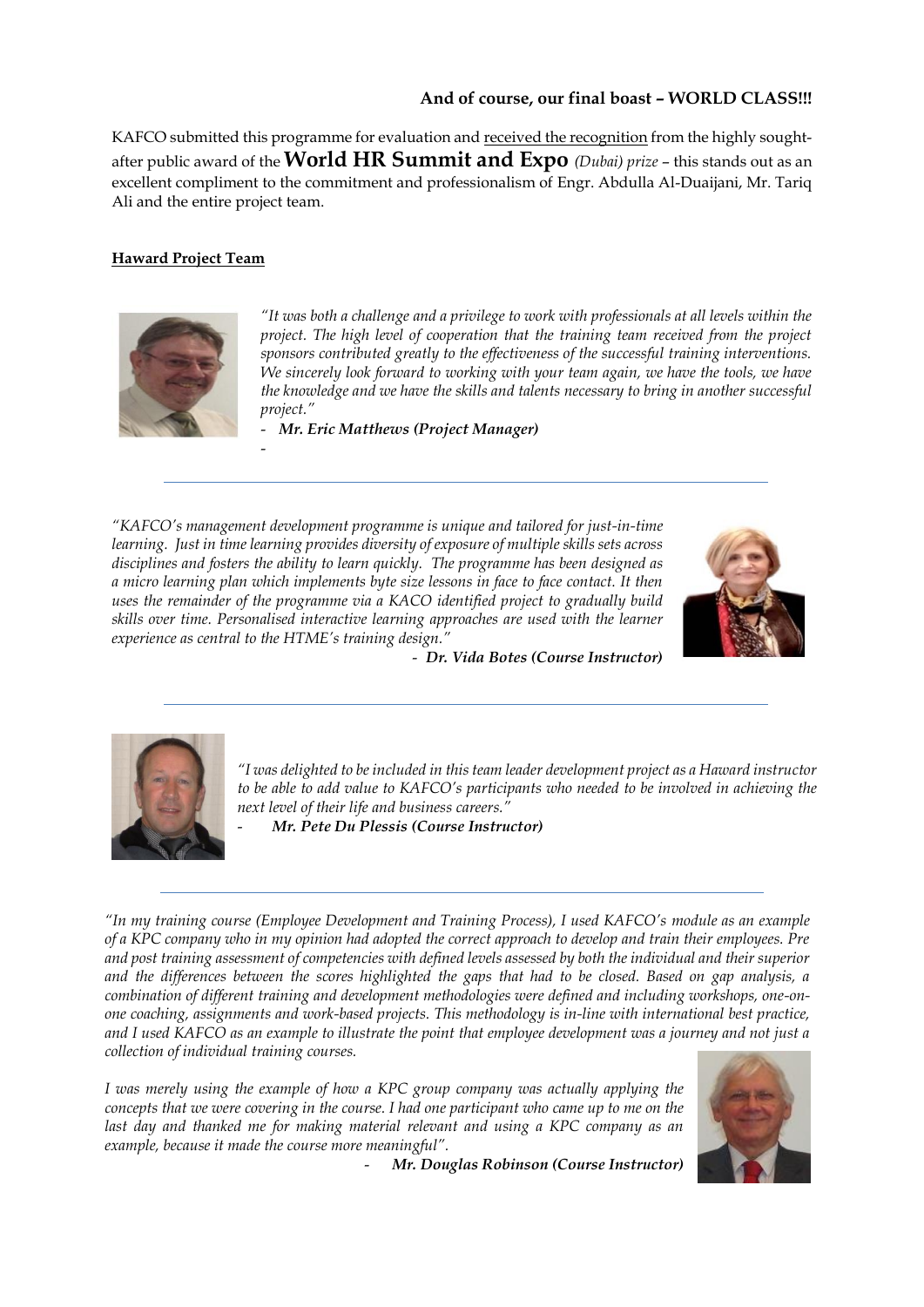**And of course, our final boast – WORLD CLASS!!!**

KAFCO submitted this programme for evaluation and received the recognition from the highly sought-after public award of the **World HR Summit and Expo** *(Dubai) prize* – this stands out as an excellent compliment to the commitment and professionalism of Engr. Abdulla Al-Duaijani, Mr. Tariq Ali and the entire project team.

**Haward Project Team**

*"It was both a challenge and a privilege to work with professionals at all levels within the project. The high level of cooperation that the training team received from the project sponsors contributed greatly to the effectiveness of the successful training interventions. We sincerely look forward to working with your team again, we have the tools, we have the knowledge and we have the skills and talents necessary to bring in another successful project."*

- ***Mr. Eric Matthews (Project Manager)***

---

*"KAFCO's management development programme is unique and tailored for just-in-time learning. Just in time learning provides diversity of exposure of multiple skills sets across disciplines and fosters the ability to learn quickly. The programme has been designed as a micro learning plan which implements byte size lessons in face to face contact. It then uses the remainder of the programme via a KACO identified project to gradually build skills over time. Personalised interactive learning approaches are used with the learner experience as central to the HTME's training design."*

- ***Dr. Vida Botes (Course Instructor)***

---

*"I was delighted to be included in this team leader development project as a Haward instructor to be able to add value to KAFCO's participants who needed to be involved in achieving the next level of their life and business careers."*

- ***Mr. Pete Du Plessis (Course Instructor)***

---

*"In my training course (Employee Development and Training Process), I used KAFCO's module as an example of a KPC company who in my opinion had adopted the correct approach to develop and train their employees. Pre and post training assessment of competencies with defined levels assessed by both the individual and their superior and the differences between the scores highlighted the gaps that had to be closed. Based on gap analysis, a combination of different training and development methodologies were defined and including workshops, one-on-one coaching, assignments and work-based projects. This methodology is in-line with international best practice, and I used KAFCO as an example to illustrate the point that employee development was a journey and not just a collection of individual training courses.*

*I was merely using the example of how a KPC group company was actually applying the concepts that we were covering in the course. I had one participant who came up to me on the last day and thanked me for making material relevant and using a KPC company as an example, because it made the course more meaningful".*

- ***Mr. Douglas Robinson (Course Instructor)***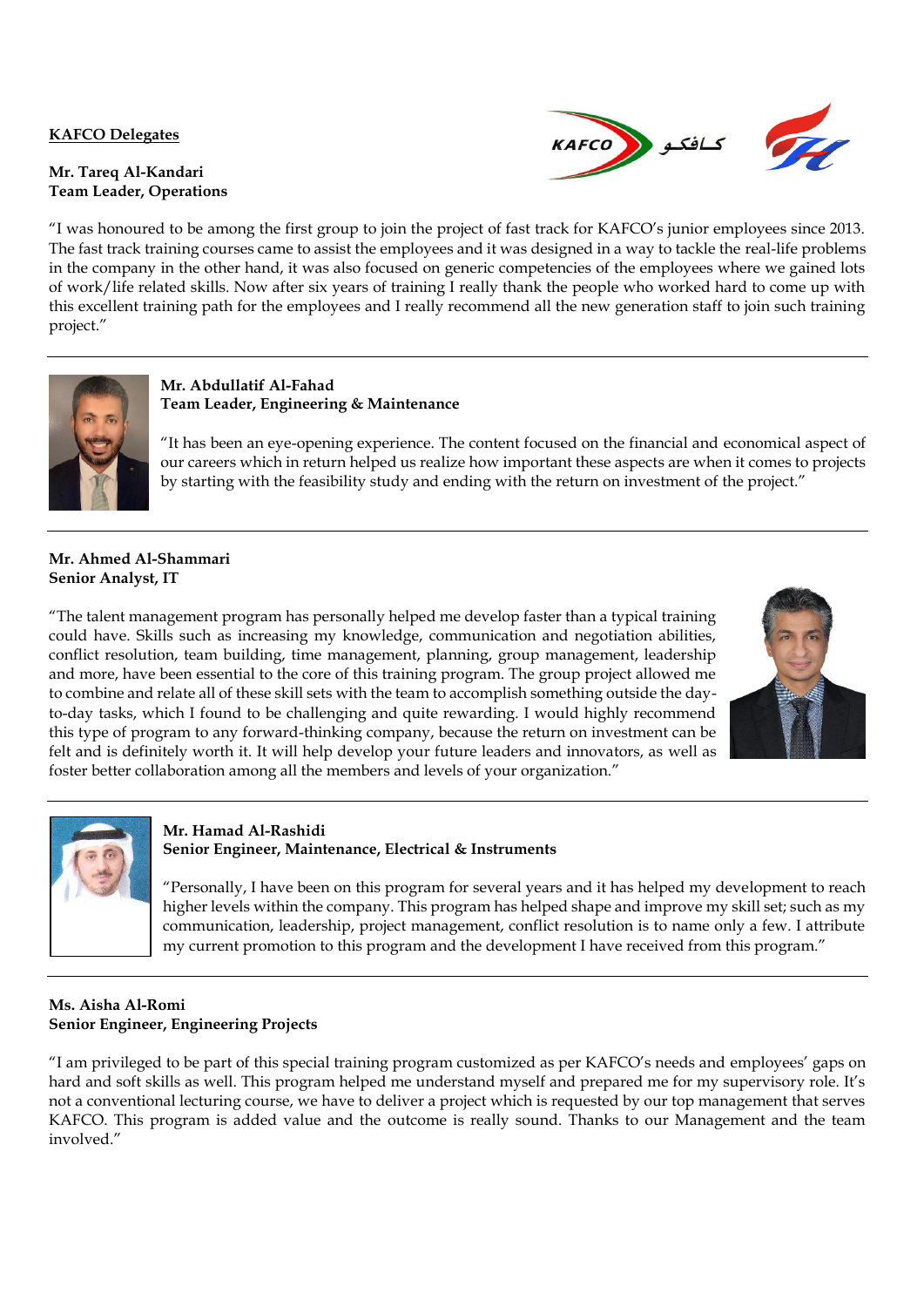**KAFCO Delegates**

**Mr. Tareq Al-Kandari**
**Team Leader, Operations**

"I was honoured to be among the first group to join the project of fast track for KAFCO's junior employees since 2013. The fast track training courses came to assist the employees and it was designed in a way to tackle the real-life problems in the company in the other hand, it was also focused on generic competencies of the employees where we gained lots of work/life related skills. Now after six years of training I really thank the people who worked hard to come up with this excellent training path for the employees and I really recommend all the new generation staff to join such training project."

---

**Mr. Abdullatif Al-Fahad**
**Team Leader, Engineering & Maintenance**

"It has been an eye-opening experience. The content focused on the financial and economical aspect of our careers which in return helped us realize how important these aspects are when it comes to projects by starting with the feasibility study and ending with the return on investment of the project."

---

**Mr. Ahmed Al-Shammari**
**Senior Analyst, IT**

"The talent management program has personally helped me develop faster than a typical training could have. Skills such as increasing my knowledge, communication and negotiation abilities, conflict resolution, team building, time management, planning, group management, leadership and more, have been essential to the core of this training program. The group project allowed me to combine and relate all of these skill sets with the team to accomplish something outside the day-to-day tasks, which I found to be challenging and quite rewarding. I would highly recommend this type of program to any forward-thinking company, because the return on investment can be felt and is definitely worth it. It will help develop your future leaders and innovators, as well as foster better collaboration among all the members and levels of your organization."

---

**Mr. Hamad Al-Rashidi**
**Senior Engineer, Maintenance, Electrical & Instruments**

"Personally, I have been on this program for several years and it has helped my development to reach higher levels within the company. This program has helped shape and improve my skill set; such as my communication, leadership, project management, conflict resolution is to name only a few. I attribute my current promotion to this program and the development I have received from this program."

---

**Ms. Aisha Al-Romi**
**Senior Engineer, Engineering Projects**

"I am privileged to be part of this special training program customized as per KAFCO's needs and employees' gaps on hard and soft skills as well. This program helped me understand myself and prepared me for my supervisory role. It's not a conventional lecturing course, we have to deliver a project which is requested by our top management that serves KAFCO. This program is added value and the outcome is really sound. Thanks to our Management and the team involved."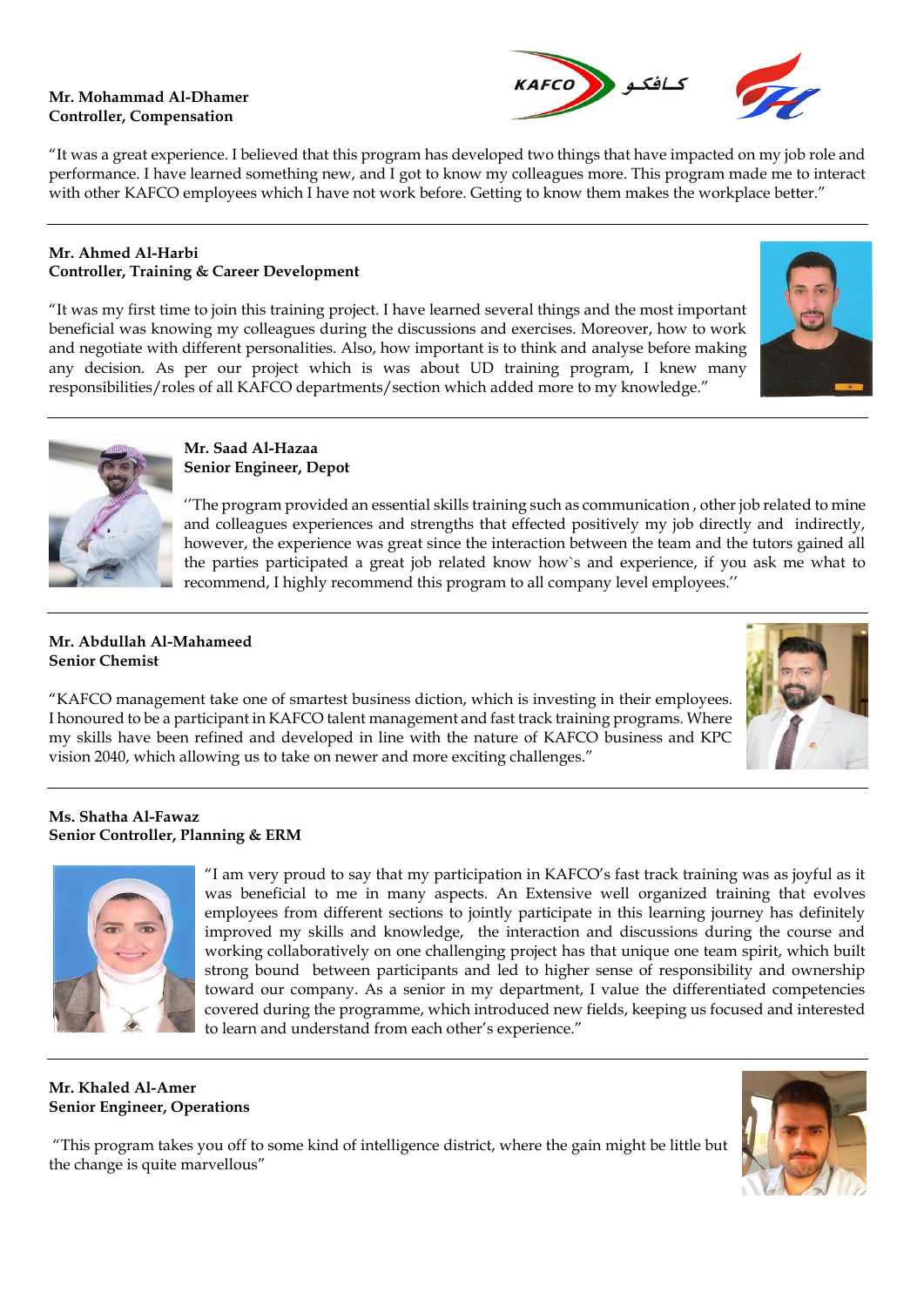**Mr. Mohammad Al-Dhamer**
**Controller, Compensation**

"It was a great experience. I believed that this program has developed two things that have impacted on my job role and performance. I have learned something new, and I got to know my colleagues more. This program made me to interact with other KAFCO employees which I have not work before. Getting to know them makes the workplace better."

---

**Mr. Ahmed Al-Harbi**
**Controller, Training & Career Development**

"It was my first time to join this training project. I have learned several things and the most important beneficial was knowing my colleagues during the discussions and exercises. Moreover, how to work and negotiate with different personalities. Also, how important is to think and analyse before making any decision. As per our project which is was about UD training program, I knew many responsibilities/roles of all KAFCO departments/section which added more to my knowledge."

---

**Mr. Saad Al-Hazaa**
**Senior Engineer, Depot**

''The program provided an essential skills training such as communication , other job related to mine and colleagues experiences and strengths that effected positively my job directly and indirectly, however, the experience was great since the interaction between the team and the tutors gained all the parties participated a great job related know how`s and experience, if you ask me what to recommend, I highly recommend this program to all company level employees.''

---

**Mr. Abdullah Al-Mahameed**
**Senior Chemist**

"KAFCO management take one of smartest business diction, which is investing in their employees. I honoured to be a participant in KAFCO talent management and fast track training programs. Where my skills have been refined and developed in line with the nature of KAFCO business and KPC vision 2040, which allowing us to take on newer and more exciting challenges."

---

**Ms. Shatha Al-Fawaz**
**Senior Controller, Planning & ERM**

"I am very proud to say that my participation in KAFCO's fast track training was as joyful as it was beneficial to me in many aspects. An Extensive well organized training that evolves employees from different sections to jointly participate in this learning journey has definitely improved my skills and knowledge, the interaction and discussions during the course and working collaboratively on one challenging project has that unique one team spirit, which built strong bound between participants and led to higher sense of responsibility and ownership toward our company. As a senior in my department, I value the differentiated competencies covered during the programme, which introduced new fields, keeping us focused and interested to learn and understand from each other's experience."

---

**Mr. Khaled Al-Amer**
**Senior Engineer, Operations**

"This program takes you off to some kind of intelligence district, where the gain might be little but the change is quite marvellous"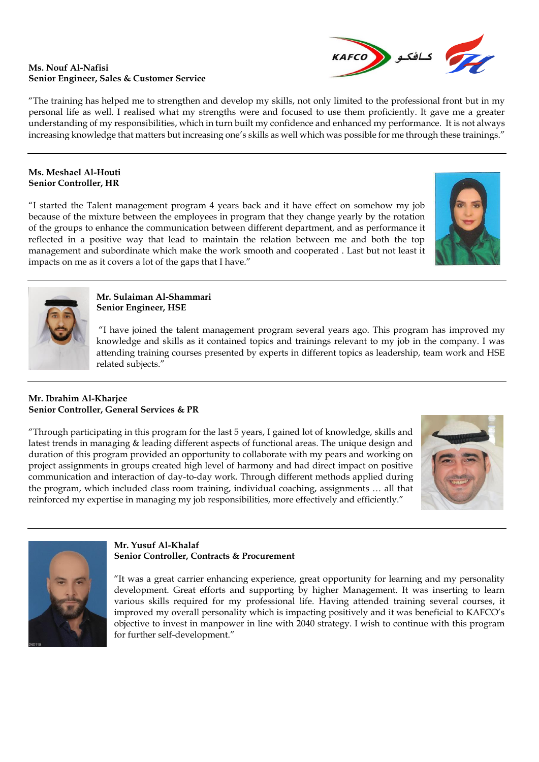**Ms. Nouf Al-Nafisi**
**Senior Engineer, Sales & Customer Service**

"The training has helped me to strengthen and develop my skills, not only limited to the professional front but in my personal life as well. I realised what my strengths were and focused to use them proficiently. It gave me a greater understanding of my responsibilities, which in turn built my confidence and enhanced my performance. It is not always increasing knowledge that matters but increasing one's skills as well which was possible for me through these trainings."

---

**Ms. Meshael Al-Houti**
**Senior Controller, HR**

"I started the Talent management program 4 years back and it have effect on somehow my job because of the mixture between the employees in program that they change yearly by the rotation of the groups to enhance the communication between different department, and as performance it reflected in a positive way that lead to maintain the relation between me and both the top management and subordinate which make the work smooth and cooperated . Last but not least it impacts on me as it covers a lot of the gaps that I have."

---

**Mr. Sulaiman Al-Shammari**
**Senior Engineer, HSE**

"I have joined the talent management program several years ago. This program has improved my knowledge and skills as it contained topics and trainings relevant to my job in the company. I was attending training courses presented by experts in different topics as leadership, team work and HSE related subjects."

---

**Mr. Ibrahim Al-Kharjee**
**Senior Controller, General Services & PR**

"Through participating in this program for the last 5 years, I gained lot of knowledge, skills and latest trends in managing & leading different aspects of functional areas. The unique design and duration of this program provided an opportunity to collaborate with my pears and working on project assignments in groups created high level of harmony and had direct impact on positive communication and interaction of day-to-day work. Through different methods applied during the program, which included class room training, individual coaching, assignments … all that reinforced my expertise in managing my job responsibilities, more effectively and efficiently."

---

**Mr. Yusuf Al-Khalaf**
**Senior Controller, Contracts & Procurement**

"It was a great carrier enhancing experience, great opportunity for learning and my personality development. Great efforts and supporting by higher Management. It was inserting to learn various skills required for my professional life. Having attended training several courses, it improved my overall personality which is impacting positively and it was beneficial to KAFCO's objective to invest in manpower in line with 2040 strategy. I wish to continue with this program for further self-development."